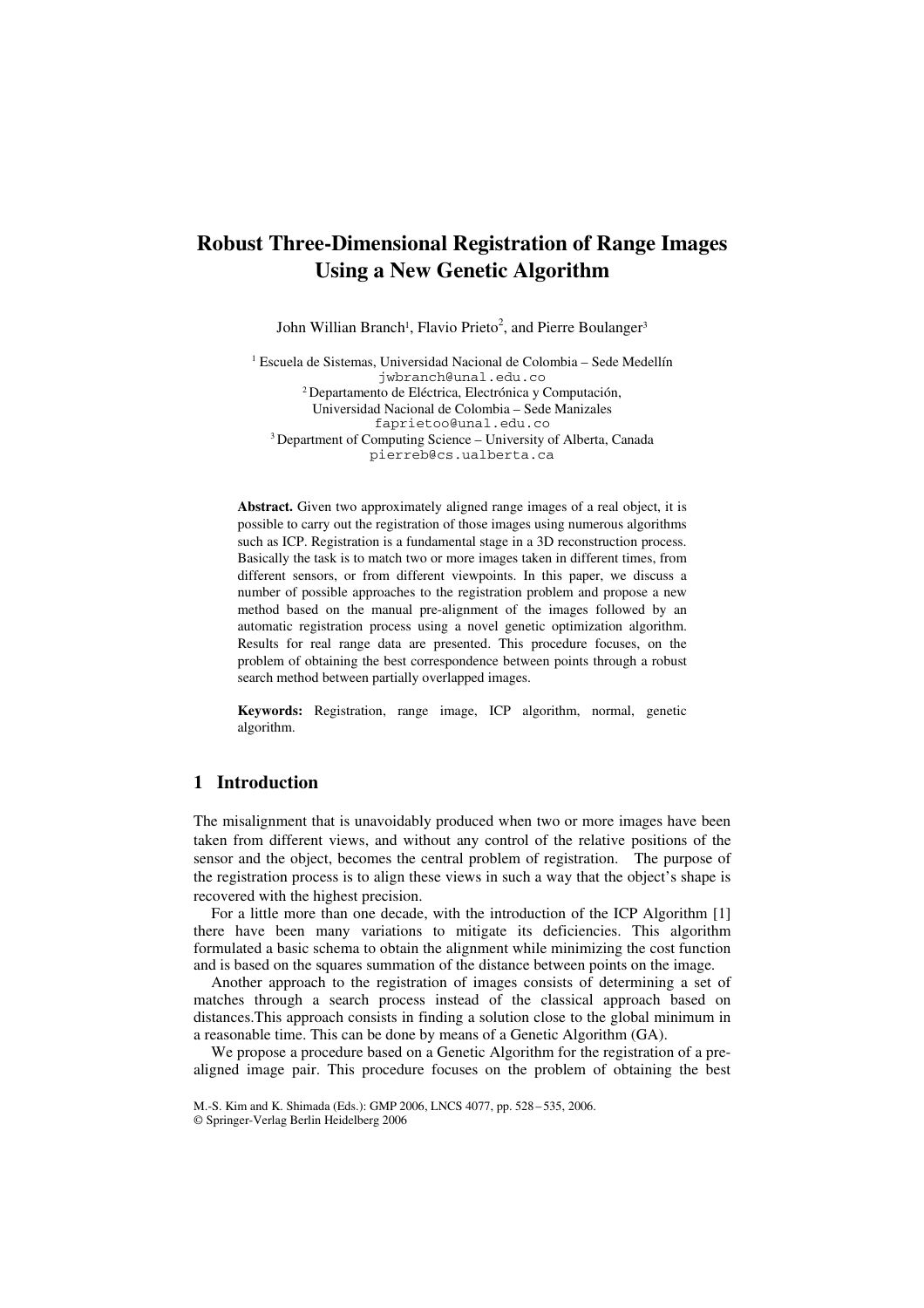# Robust Three-Dimensional Registration of Range Images Using a New Genetic Algorithm

John William Branch[1], Flavio Prieto[2], and Pierre Boulanger[3]

[1] Escuela de Sistemas, Universidad Nacional de Colombia – Sede Medellín
jwbranch@unal.edu.co

[2] Departamento de Eléctrica, Electrónica y Computación,
Universidad Nacional de Colombia – Sede Manizales
faprietoo@unal.edu.co

[3] Department of Computing Science – University of Alberta, Canada
pierreb@cs.ualberta.ca

**Abstract.** Given two approximately aligned range images of a real object, it is possible to carry out the registration of those images using numerous algorithms such as ICP. Registration is a fundamental stage in a 3D reconstruction process. Basically the task is to match two or more images taken in different times, from different sensors, or from different viewpoints. In this paper, we discuss a number of possible approaches to the registration problem and propose a new method based on the manual pre-alignment of the images followed by an automatic registration process using a novel genetic optimization algorithm. Results for real range data are presented. This procedure focuses, on the problem of obtaining the best correspondence between points through a robust search method between partially overlapped images.

**Keywords:** Registration, range image, ICP algorithm, normal, genetic algorithm.

## 1 Introduction

The misalignment that is unavoidably produced when two or more images have been taken from different views, and without any control of the relative positions of the sensor and the object, becomes the central problem of registration. The purpose of the registration process is to align these views in such a way that the object's shape is recovered with the highest precision.

For a little more than one decade, with the introduction of the ICP Algorithm [1] there have been many variations to mitigate its deficiencies. This algorithm formulated a basic schema to obtain the alignment while minimizing the cost function and is based on the squares summation of the distance between points on the image.

Another approach to the registration of images consists of determining a set of matches through a search process instead of the classical approach based on distances.This approach consists in finding a solution close to the global minimum in a reasonable time. This can be done by means of a Genetic Algorithm (GA).

We propose a procedure based on a Genetic Algorithm for the registration of a pre-aligned image pair. This procedure focuses on the problem of obtaining the best

M.-S. Kim and K. Shimada (Eds.): GMP 2006, LNCS 4077, pp. 528 – 535, 2006.
© Springer-Verlag Berlin Heidelberg 2006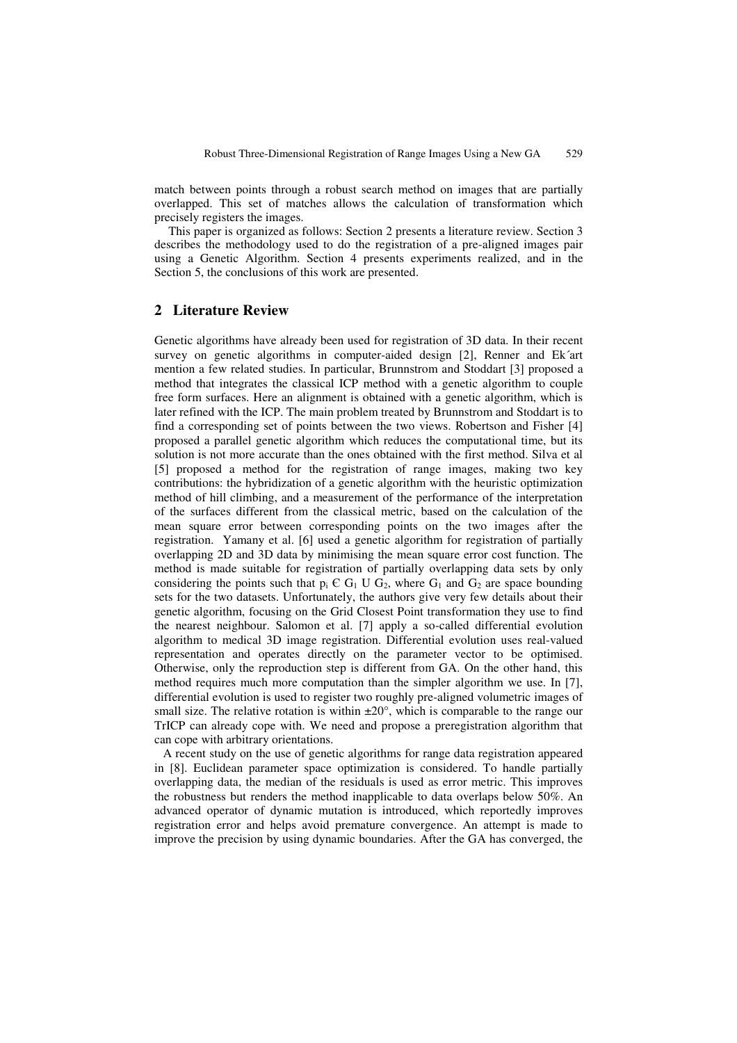match between points through a robust search method on images that are partially overlapped. This set of matches allows the calculation of transformation which precisely registers the images.

This paper is organized as follows: Section 2 presents a literature review. Section 3 describes the methodology used to do the registration of a pre-aligned images pair using a Genetic Algorithm. Section 4 presents experiments realized, and in the Section 5, the conclusions of this work are presented.

## 2 Literature Review

Genetic algorithms have already been used for registration of 3D data. In their recent survey on genetic algorithms in computer-aided design [2], Renner and Ek´art mention a few related studies. In particular, Brunnstrom and Stoddart [3] proposed a method that integrates the classical ICP method with a genetic algorithm to couple free form surfaces. Here an alignment is obtained with a genetic algorithm, which is later refined with the ICP. The main problem treated by Brunnstrom and Stoddart is to find a corresponding set of points between the two views. Robertson and Fisher [4] proposed a parallel genetic algorithm which reduces the computational time, but its solution is not more accurate than the ones obtained with the first method. Silva et al [5] proposed a method for the registration of range images, making two key contributions: the hybridization of a genetic algorithm with the heuristic optimization method of hill climbing, and a measurement of the performance of the interpretation of the surfaces different from the classical metric, based on the calculation of the mean square error between corresponding points on the two images after the registration. Yamany et al. [6] used a genetic algorithm for registration of partially overlapping 2D and 3D data by minimising the mean square error cost function. The method is made suitable for registration of partially overlapping data sets by only considering the points such that $p_i \in G_1 \cup G_2$, where $G_1$ and $G_2$ are space bounding sets for the two datasets. Unfortunately, the authors give very few details about their genetic algorithm, focusing on the Grid Closest Point transformation they use to find the nearest neighbour. Salomon et al. [7] apply a so-called differential evolution algorithm to medical 3D image registration. Differential evolution uses real-valued representation and operates directly on the parameter vector to be optimised. Otherwise, only the reproduction step is different from GA. On the other hand, this method requires much more computation than the simpler algorithm we use. In [7], differential evolution is used to register two roughly pre-aligned volumetric images of small size. The relative rotation is within $\pm 20°$, which is comparable to the range our TrICP can already cope with. We need and propose a preregistration algorithm that can cope with arbitrary orientations.

A recent study on the use of genetic algorithms for range data registration appeared in [8]. Euclidean parameter space optimization is considered. To handle partially overlapping data, the median of the residuals is used as error metric. This improves the robustness but renders the method inapplicable to data overlaps below 50%. An advanced operator of dynamic mutation is introduced, which reportedly improves registration error and helps avoid premature convergence. An attempt is made to improve the precision by using dynamic boundaries. After the GA has converged, the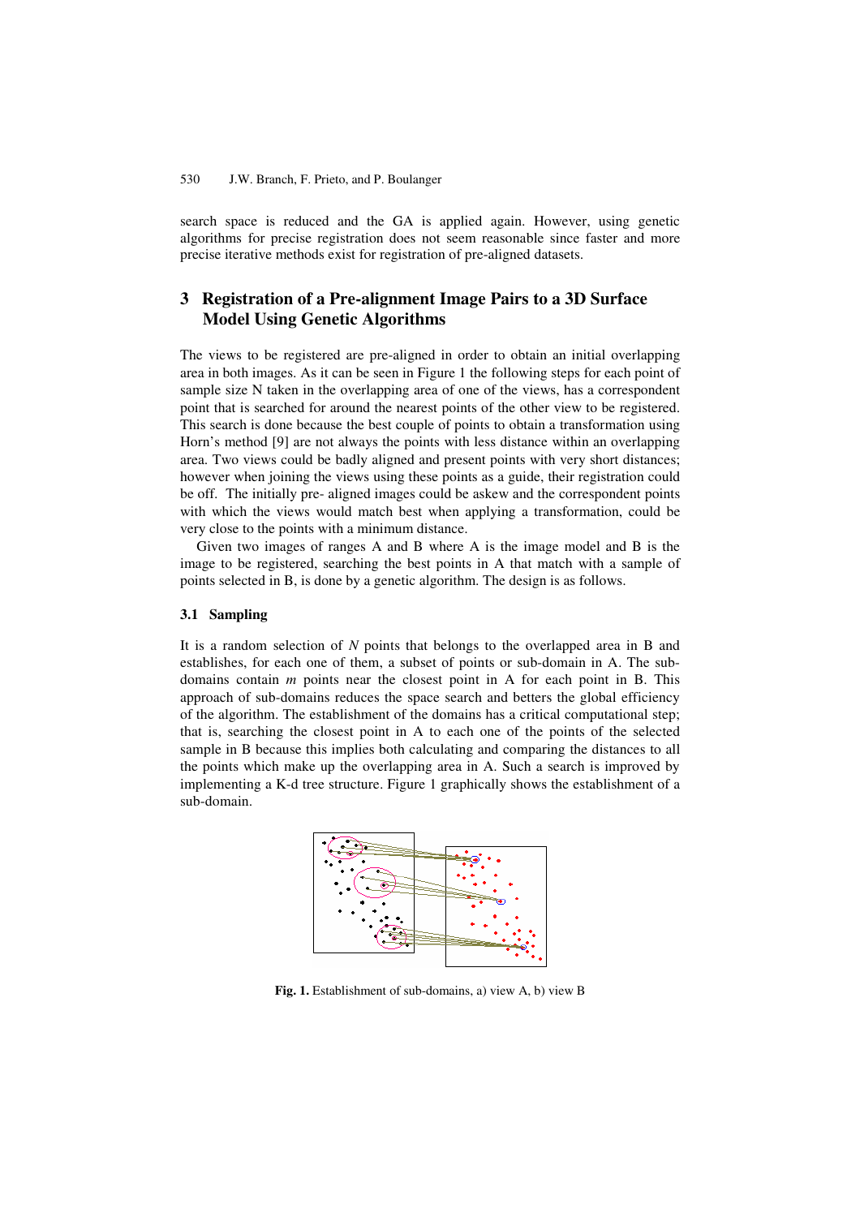search space is reduced and the GA is applied again. However, using genetic algorithms for precise registration does not seem reasonable since faster and more precise iterative methods exist for registration of pre-aligned datasets.

## 3 Registration of a Pre-alignment Image Pairs to a 3D Surface Model Using Genetic Algorithms

The views to be registered are pre-aligned in order to obtain an initial overlapping area in both images. As it can be seen in Figure 1 the following steps for each point of sample size N taken in the overlapping area of one of the views, has a correspondent point that is searched for around the nearest points of the other view to be registered. This search is done because the best couple of points to obtain a transformation using Horn's method [9] are not always the points with less distance within an overlapping area. Two views could be badly aligned and present points with very short distances; however when joining the views using these points as a guide, their registration could be off. The initially pre- aligned images could be askew and the correspondent points with which the views would match best when applying a transformation, could be very close to the points with a minimum distance.

Given two images of ranges A and B where A is the image model and B is the image to be registered, searching the best points in A that match with a sample of points selected in B, is done by a genetic algorithm. The design is as follows.

### 3.1 Sampling

It is a random selection of *N* points that belongs to the overlapped area in B and establishes, for each one of them, a subset of points or sub-domain in A. The sub-domains contain *m* points near the closest point in A for each point in B. This approach of sub-domains reduces the space search and betters the global efficiency of the algorithm. The establishment of the domains has a critical computational step; that is, searching the closest point in A to each one of the points of the selected sample in B because this implies both calculating and comparing the distances to all the points which make up the overlapping area in A. Such a search is improved by implementing a K-d tree structure. Figure 1 graphically shows the establishment of a sub-domain.

**Fig. 1.** Establishment of sub-domains, a) view A, b) view B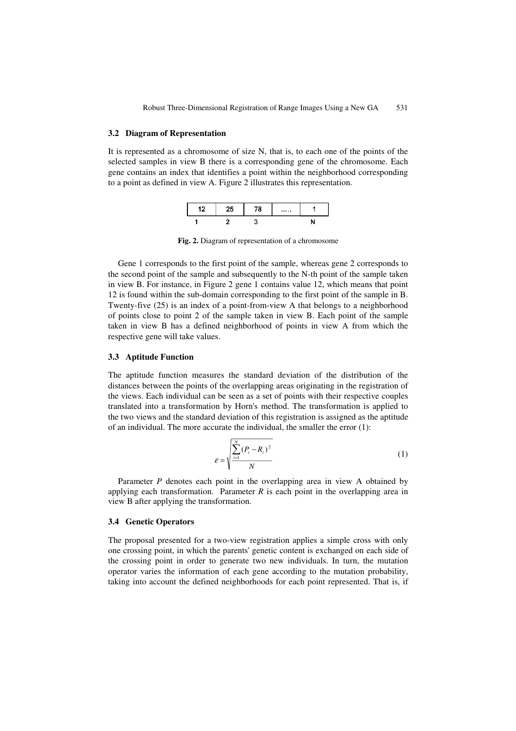### 3.2 Diagram of Representation

It is represented as a chromosome of size N, that is, to each one of the points of the selected samples in view B there is a corresponding gene of the chromosome. Each gene contains an index that identifies a point within the neighborhood corresponding to a point as defined in view A. Figure 2 illustrates this representation.

| 12 | 25 | 78 | ..... | 1 |
|---|---|---|---|---|
| 1 | 2 | 3 | | N |

**Fig. 2.** Diagram of representation of a chromosome

Gene 1 corresponds to the first point of the sample, whereas gene 2 corresponds to the second point of the sample and subsequently to the N-th point of the sample taken in view B. For instance, in Figure 2 gene 1 contains value 12, which means that point 12 is found within the sub-domain corresponding to the first point of the sample in B. Twenty-five (25) is an index of a point-from-view A that belongs to a neighborhood of points close to point 2 of the sample taken in view B. Each point of the sample taken in view B has a defined neighborhood of points in view A from which the respective gene will take values.

### 3.3 Aptitude Function

The aptitude function measures the standard deviation of the distribution of the distances between the points of the overlapping areas originating in the registration of the views. Each individual can be seen as a set of points with their respective couples translated into a transformation by Horn's method. The transformation is applied to the two views and the standard deviation of this registration is assigned as the aptitude of an individual. The more accurate the individual, the smaller the error (1):

$$\varepsilon = \sqrt{\frac{\sum_{i=1}^{N}(P_i - R_i)^2}{N}} \tag{1}$$

Parameter $P$ denotes each point in the overlapping area in view A obtained by applying each transformation. Parameter $R$ is each point in the overlapping area in view B after applying the transformation.

### 3.4 Genetic Operators

The proposal presented for a two-view registration applies a simple cross with only one crossing point, in which the parents' genetic content is exchanged on each side of the crossing point in order to generate two new individuals. In turn, the mutation operator varies the information of each gene according to the mutation probability, taking into account the defined neighborhoods for each point represented. That is, if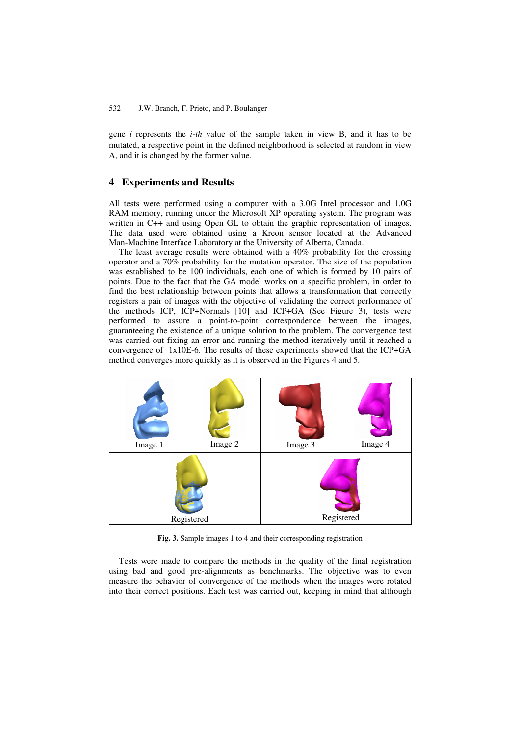gene *i* represents the *i-th* value of the sample taken in view B, and it has to be mutated, a respective point in the defined neighborhood is selected at random in view A, and it is changed by the former value.

## 4 Experiments and Results

All tests were performed using a computer with a 3.0G Intel processor and 1.0G RAM memory, running under the Microsoft XP operating system. The program was written in C++ and using Open GL to obtain the graphic representation of images. The data used were obtained using a Kreon sensor located at the Advanced Man-Machine Interface Laboratory at the University of Alberta, Canada.

The least average results were obtained with a 40% probability for the crossing operator and a 70% probability for the mutation operator. The size of the population was established to be 100 individuals, each one of which is formed by 10 pairs of points. Due to the fact that the GA model works on a specific problem, in order to find the best relationship between points that allows a transformation that correctly registers a pair of images with the objective of validating the correct performance of the methods ICP, ICP+Normals [10] and ICP+GA (See Figure 3), tests were performed to assure a point-to-point correspondence between the images, guaranteeing the existence of a unique solution to the problem. The convergence test was carried out fixing an error and running the method iteratively until it reached a convergence of 1x10E-6. The results of these experiments showed that the ICP+GA method converges more quickly as it is observed in the Figures 4 and 5.

Image 1 Image 2 Image 3 Image 4

Registered Registered

**Fig. 3.** Sample images 1 to 4 and their corresponding registration

Tests were made to compare the methods in the quality of the final registration using bad and good pre-alignments as benchmarks. The objective was to even measure the behavior of convergence of the methods when the images were rotated into their correct positions. Each test was carried out, keeping in mind that although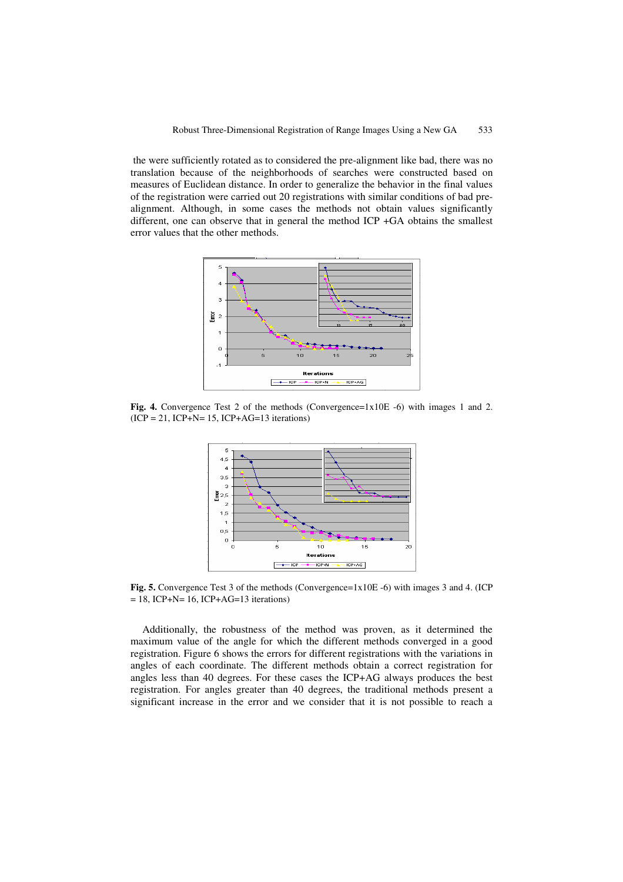the were sufficiently rotated as to considered the pre-alignment like bad, there was no translation because of the neighborhoods of searches were constructed based on measures of Euclidean distance. In order to generalize the behavior in the final values of the registration were carried out 20 registrations with similar conditions of bad pre-alignment. Although, in some cases the methods not obtain values significantly different, one can observe that in general the method ICP +GA obtains the smallest error values that the other methods.

**Fig. 4.** Convergence Test 2 of the methods (Convergence=1x10E -6) with images 1 and 2. (ICP = 21, ICP+N= 15, ICP+AG=13 iterations)

**Fig. 5.** Convergence Test 3 of the methods (Convergence=1x10E -6) with images 3 and 4. (ICP = 18, ICP+N= 16, ICP+AG=13 iterations)

Additionally, the robustness of the method was proven, as it determined the maximum value of the angle for which the different methods converged in a good registration. Figure 6 shows the errors for different registrations with the variations in angles of each coordinate. The different methods obtain a correct registration for angles less than 40 degrees. For these cases the ICP+AG always produces the best registration. For angles greater than 40 degrees, the traditional methods present a significant increase in the error and we consider that it is not possible to reach a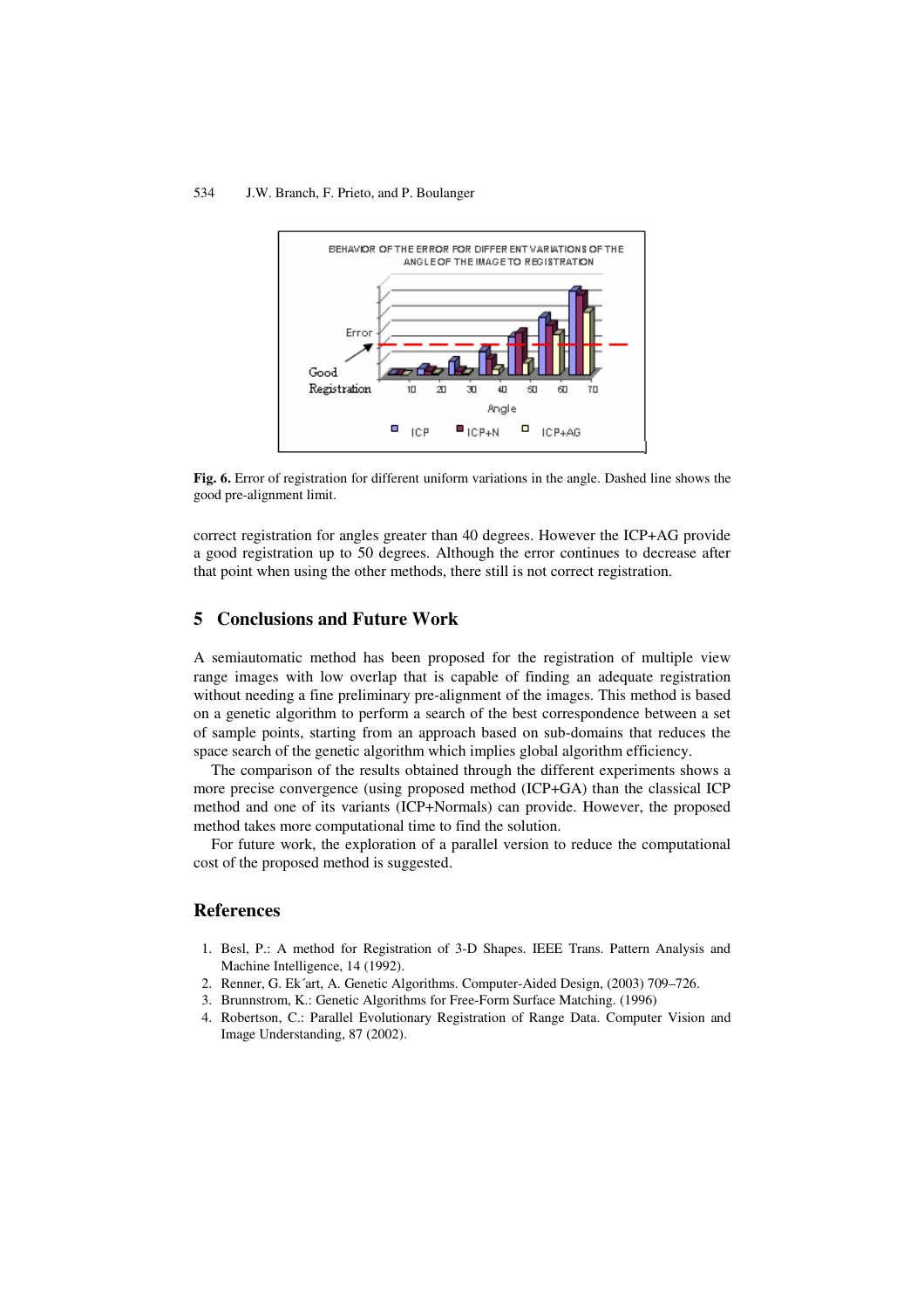**Fig. 6.** Error of registration for different uniform variations in the angle. Dashed line shows the good pre-alignment limit.

correct registration for angles greater than 40 degrees. However the ICP+AG provide a good registration up to 50 degrees. Although the error continues to decrease after that point when using the other methods, there still is not correct registration.

## 5 Conclusions and Future Work

A semiautomatic method has been proposed for the registration of multiple view range images with low overlap that is capable of finding an adequate registration without needing a fine preliminary pre-alignment of the images. This method is based on a genetic algorithm to perform a search of the best correspondence between a set of sample points, starting from an approach based on sub-domains that reduces the space search of the genetic algorithm which implies global algorithm efficiency.

The comparison of the results obtained through the different experiments shows a more precise convergence (using proposed method (ICP+GA) than the classical ICP method and one of its variants (ICP+Normals) can provide. However, the proposed method takes more computational time to find the solution.

For future work, the exploration of a parallel version to reduce the computational cost of the proposed method is suggested.

## References

1. Besl, P.: A method for Registration of 3-D Shapes. IEEE Trans. Pattern Analysis and Machine Intelligence, 14 (1992).
2. Renner, G. Ek´art, A. Genetic Algorithms. Computer-Aided Design, (2003) 709–726.
3. Brunnstrom, K.: Genetic Algorithms for Free-Form Surface Matching. (1996)
4. Robertson, C.: Parallel Evolutionary Registration of Range Data. Computer Vision and Image Understanding, 87 (2002).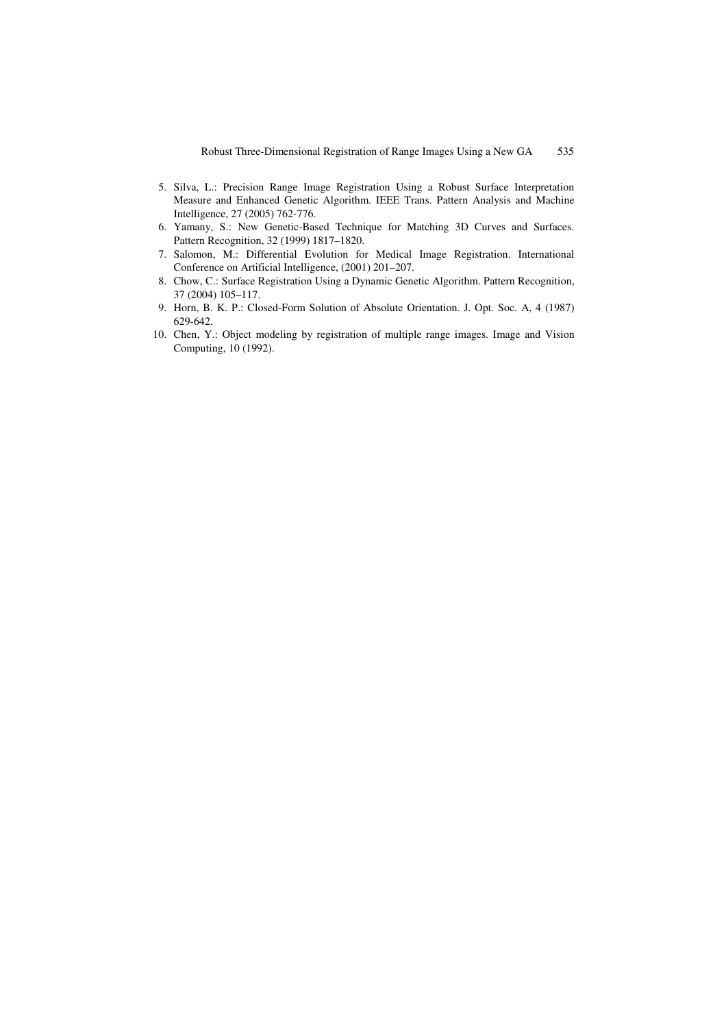5. Silva, L.: Precision Range Image Registration Using a Robust Surface Interpretation Measure and Enhanced Genetic Algorithm. IEEE Trans. Pattern Analysis and Machine Intelligence, 27 (2005) 762-776.
6. Yamany, S.: New Genetic-Based Technique for Matching 3D Curves and Surfaces. Pattern Recognition, 32 (1999) 1817–1820.
7. Salomon, M.: Differential Evolution for Medical Image Registration. International Conference on Artificial Intelligence, (2001) 201–207.
8. Chow, C.: Surface Registration Using a Dynamic Genetic Algorithm. Pattern Recognition, 37 (2004) 105–117.
9. Horn, B. K. P.: Closed-Form Solution of Absolute Orientation. J. Opt. Soc. A, 4 (1987) 629-642.
10. Chen, Y.: Object modeling by registration of multiple range images. Image and Vision Computing, 10 (1992).